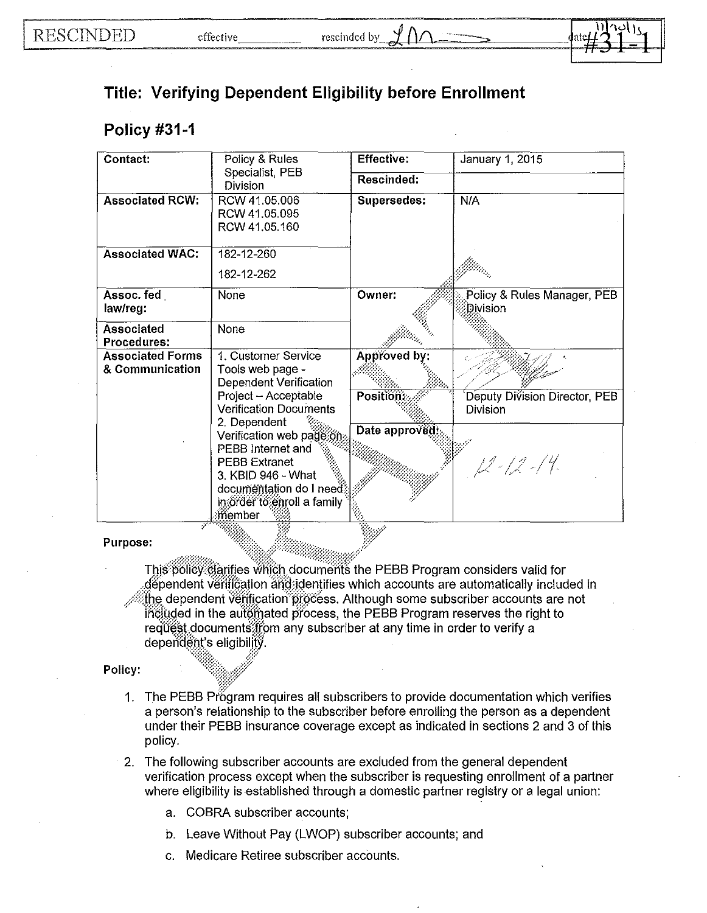RESCINDED effective\_\_\_\_\_\_\_\_ rescinded by *LM* date 11/20/15 #31-1

## Title: Verifying Dependent Eligibility before Enrollment

## Policy #31-1

| Contact: | Policy & Rules Specialist, PEB Division | Effective: | January 1, 2015 |
|---|---|---|---|
| | | Rescinded: | |
| Associated RCW: | RCW 41.05.006<br>RCW 41.05.095<br>RCW 41.05.160 | Supersedes: | N/A |
| Associated WAC: | 182-12-260<br>182-12-262 | | |
| Assoc. fed law/reg: | None | Owner: | Policy & Rules Manager, PEB Division |
| Associated Procedures: | None | | |
| Associated Forms & Communication | 1. Customer Service Tools web page - Dependent Verification Project – Acceptable Verification Documents<br>2. Dependent Verification web page on PEBB Internet and PEBB Extranet<br>3. KBID 946 - What documentation do I need in order to enroll a family member | Approved by: | *[signature]* |
| | | Position: | Deputy Division Director, PEB Division |
| | | Date approved: | 12-12-14 |

**Purpose:**

This policy clarifies which documents the PEBB Program considers valid for dependent verification and identifies which accounts are automatically included in the dependent verification process. Although some subscriber accounts are not included in the automated process, the PEBB Program reserves the right to request documents from any subscriber at any time in order to verify a dependent's eligibility.

**Policy:**

1. The PEBB Program requires all subscribers to provide documentation which verifies a person's relationship to the subscriber before enrolling the person as a dependent under their PEBB insurance coverage except as indicated in sections 2 and 3 of this policy.
2. The following subscriber accounts are excluded from the general dependent verification process except when the subscriber is requesting enrollment of a partner where eligibility is established through a domestic partner registry or a legal union:
   a. COBRA subscriber accounts;
   b. Leave Without Pay (LWOP) subscriber accounts; and
   c. Medicare Retiree subscriber accounts.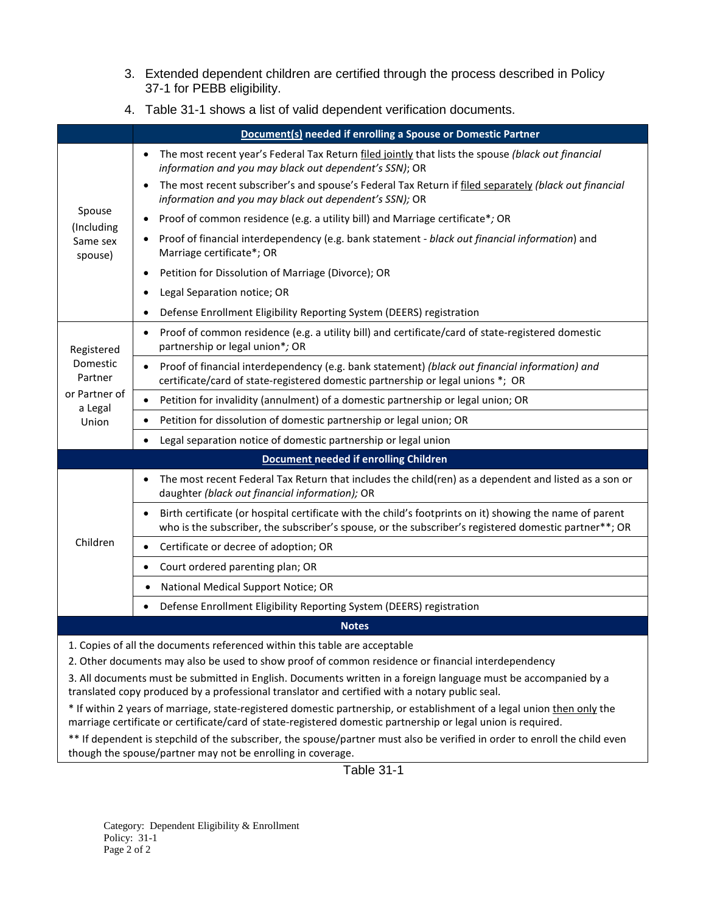3. Extended dependent children are certified through the process described in Policy 37-1 for PEBB eligibility.
4. Table 31-1 shows a list of valid dependent verification documents.

| | Document(s) needed if enrolling a Spouse or Domestic Partner |
|---|---|
| Spouse (Including Same sex spouse) | • The most recent year's Federal Tax Return filed jointly that lists the spouse *(black out financial information and you may black out dependent's SSN)*; OR<br>• The most recent subscriber's and spouse's Federal Tax Return if filed separately *(black out financial information and you may black out dependent's SSN);* OR<br>• Proof of common residence (e.g. a utility bill) and Marriage certificate*; OR<br>• Proof of financial interdependency (e.g. bank statement - *black out financial information*) and Marriage certificate*; OR<br>• Petition for Dissolution of Marriage (Divorce); OR<br>• Legal Separation notice; OR<br>• Defense Enrollment Eligibility Reporting System (DEERS) registration |
| Registered Domestic Partner or Partner of a Legal Union | • Proof of common residence (e.g. a utility bill) and certificate/card of state-registered domestic partnership or legal union*; OR |
| | • Proof of financial interdependency (e.g. bank statement) *(black out financial information) and* certificate/card of state-registered domestic partnership or legal unions *; OR |
| | • Petition for invalidity (annulment) of a domestic partnership or legal union; OR |
| | • Petition for dissolution of domestic partnership or legal union; OR |
| | • Legal separation notice of domestic partnership or legal union |
| | **Document needed if enrolling Children** |
| Children | • The most recent Federal Tax Return that includes the child(ren) as a dependent and listed as a son or daughter *(black out financial information);* OR |
| | • Birth certificate (or hospital certificate with the child's footprints on it) showing the name of parent who is the subscriber, the subscriber's spouse, or the subscriber's registered domestic partner**; OR |
| | • Certificate or decree of adoption; OR |
| | • Court ordered parenting plan; OR |
| | • National Medical Support Notice; OR |
| | • Defense Enrollment Eligibility Reporting System (DEERS) registration |

**Notes**

1. Copies of all the documents referenced within this table are acceptable
2. Other documents may also be used to show proof of common residence or financial interdependency
3. All documents must be submitted in English. Documents written in a foreign language must be accompanied by a translated copy produced by a professional translator and certified with a notary public seal.

\* If within 2 years of marriage, state-registered domestic partnership, or establishment of a legal union then only the marriage certificate or certificate/card of state-registered domestic partnership or legal union is required.

\*\* If dependent is stepchild of the subscriber, the spouse/partner must also be verified in order to enroll the child even though the spouse/partner may not be enrolling in coverage.

Table 31-1

Category: Dependent Eligibility & Enrollment
Policy: 31-1